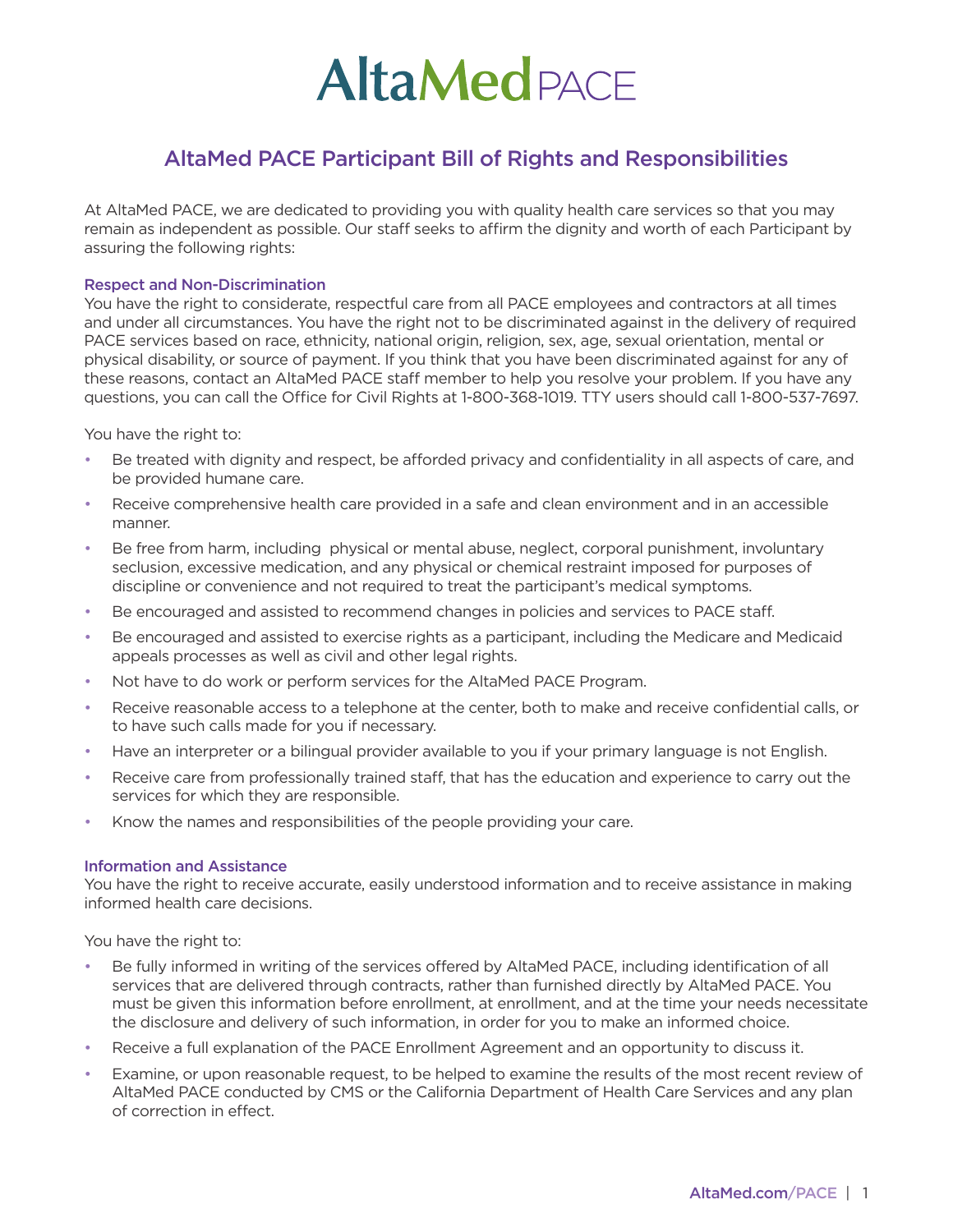# AltaMed PACE

## AltaMed PACE Participant Bill of Rights and Responsibilities

At AltaMed PACE, we are dedicated to providing you with quality health care services so that you may remain as independent as possible. Our staff seeks to affirm the dignity and worth of each Participant by assuring the following rights:

### Respect and Non-Discrimination

You have the right to considerate, respectful care from all PACE employees and contractors at all times and under all circumstances. You have the right not to be discriminated against in the delivery of required PACE services based on race, ethnicity, national origin, religion, sex, age, sexual orientation, mental or physical disability, or source of payment. If you think that you have been discriminated against for any of these reasons, contact an AltaMed PACE staff member to help you resolve your problem. If you have any questions, you can call the Office for Civil Rights at 1-800-368-1019. TTY users should call 1-800-537-7697.

You have the right to:

- Be treated with dignity and respect, be afforded privacy and confidentiality in all aspects of care, and be provided humane care.
- Receive comprehensive health care provided in a safe and clean environment and in an accessible manner.
- Be free from harm, including physical or mental abuse, neglect, corporal punishment, involuntary seclusion, excessive medication, and any physical or chemical restraint imposed for purposes of discipline or convenience and not required to treat the participant's medical symptoms.
- Be encouraged and assisted to recommend changes in policies and services to PACE staff.
- Be encouraged and assisted to exercise rights as a participant, including the Medicare and Medicaid appeals processes as well as civil and other legal rights.
- Not have to do work or perform services for the AltaMed PACE Program.
- Receive reasonable access to a telephone at the center, both to make and receive confidential calls, or to have such calls made for you if necessary.
- Have an interpreter or a bilingual provider available to you if your primary language is not English.
- Receive care from professionally trained staff, that has the education and experience to carry out the services for which they are responsible.
- Know the names and responsibilities of the people providing your care.

### Information and Assistance

You have the right to receive accurate, easily understood information and to receive assistance in making informed health care decisions.

You have the right to:

- Be fully informed in writing of the services offered by AltaMed PACE, including identification of all services that are delivered through contracts, rather than furnished directly by AltaMed PACE. You must be given this information before enrollment, at enrollment, and at the time your needs necessitate the disclosure and delivery of such information, in order for you to make an informed choice.
- Receive a full explanation of the PACE Enrollment Agreement and an opportunity to discuss it.
- Examine, or upon reasonable request, to be helped to examine the results of the most recent review of AltaMed PACE conducted by CMS or the California Department of Health Care Services and any plan of correction in effect.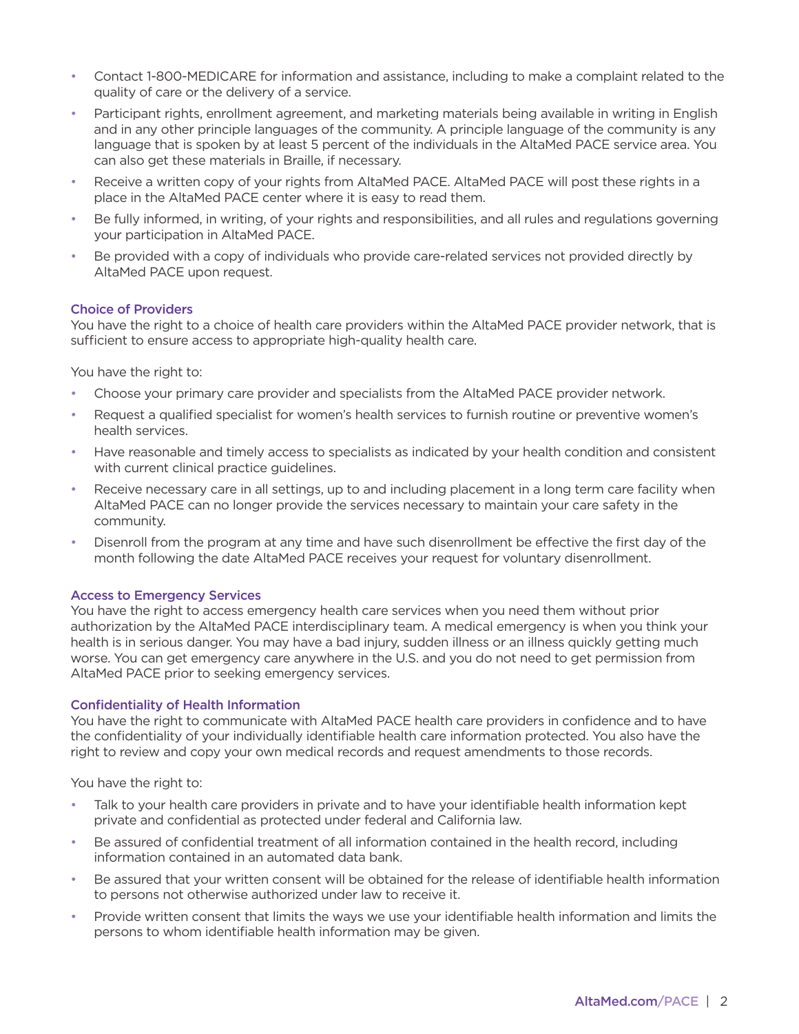- Contact 1-800-MEDICARE for information and assistance, including to make a complaint related to the quality of care or the delivery of a service.
- Participant rights, enrollment agreement, and marketing materials being available in writing in English and in any other principle languages of the community. A principle language of the community is any language that is spoken by at least 5 percent of the individuals in the AltaMed PACE service area. You can also get these materials in Braille, if necessary.
- Receive a written copy of your rights from AltaMed PACE. AltaMed PACE will post these rights in a place in the AltaMed PACE center where it is easy to read them.
- Be fully informed, in writing, of your rights and responsibilities, and all rules and regulations governing your participation in AltaMed PACE.
- Be provided with a copy of individuals who provide care-related services not provided directly by AltaMed PACE upon request.

### Choice of Providers

You have the right to a choice of health care providers within the AltaMed PACE provider network, that is sufficient to ensure access to appropriate high-quality health care.

You have the right to:

- Choose your primary care provider and specialists from the AltaMed PACE provider network.
- Request a qualified specialist for women's health services to furnish routine or preventive women's health services.
- Have reasonable and timely access to specialists as indicated by your health condition and consistent with current clinical practice guidelines.
- Receive necessary care in all settings, up to and including placement in a long term care facility when AltaMed PACE can no longer provide the services necessary to maintain your care safety in the community.
- Disenroll from the program at any time and have such disenrollment be effective the first day of the month following the date AltaMed PACE receives your request for voluntary disenrollment.

### Access to Emergency Services

You have the right to access emergency health care services when you need them without prior authorization by the AltaMed PACE interdisciplinary team. A medical emergency is when you think your health is in serious danger. You may have a bad injury, sudden illness or an illness quickly getting much worse. You can get emergency care anywhere in the U.S. and you do not need to get permission from AltaMed PACE prior to seeking emergency services.

### Confidentiality of Health Information

You have the right to communicate with AltaMed PACE health care providers in confidence and to have the confidentiality of your individually identifiable health care information protected. You also have the right to review and copy your own medical records and request amendments to those records.

You have the right to:

- Talk to your health care providers in private and to have your identifiable health information kept private and confidential as protected under federal and California law.
- Be assured of confidential treatment of all information contained in the health record, including information contained in an automated data bank.
- Be assured that your written consent will be obtained for the release of identifiable health information to persons not otherwise authorized under law to receive it.
- Provide written consent that limits the ways we use your identifiable health information and limits the persons to whom identifiable health information may be given.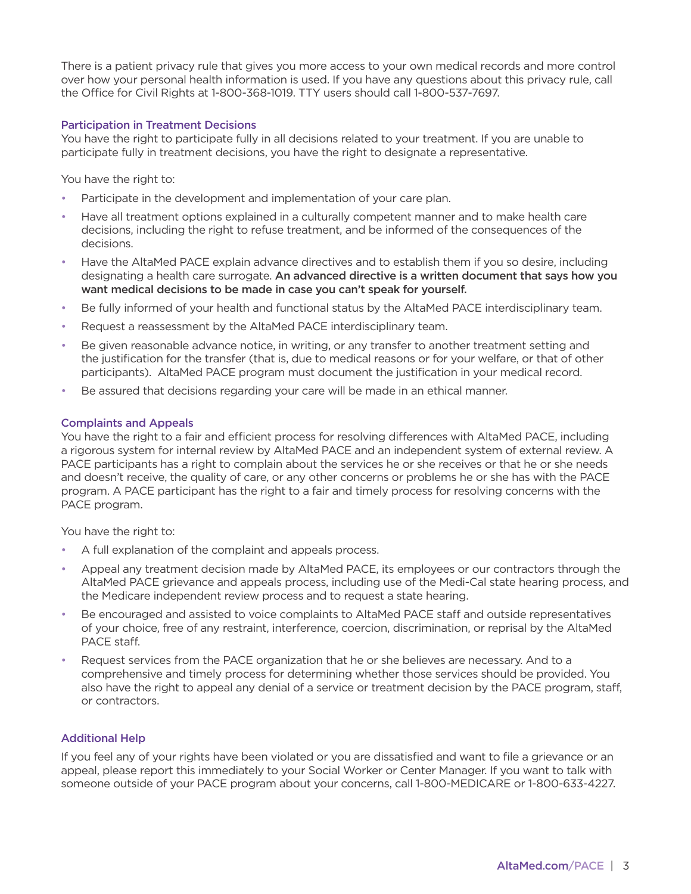There is a patient privacy rule that gives you more access to your own medical records and more control over how your personal health information is used. If you have any questions about this privacy rule, call the Office for Civil Rights at 1-800-368-1019. TTY users should call 1-800-537-7697.

### Participation in Treatment Decisions

You have the right to participate fully in all decisions related to your treatment. If you are unable to participate fully in treatment decisions, you have the right to designate a representative.

You have the right to:

- Participate in the development and implementation of your care plan.
- Have all treatment options explained in a culturally competent manner and to make health care decisions, including the right to refuse treatment, and be informed of the consequences of the decisions.
- Have the AltaMed PACE explain advance directives and to establish them if you so desire, including designating a health care surrogate. **An advanced directive is a written document that says how you want medical decisions to be made in case you can't speak for yourself.**
- Be fully informed of your health and functional status by the AltaMed PACE interdisciplinary team.
- Request a reassessment by the AltaMed PACE interdisciplinary team.
- Be given reasonable advance notice, in writing, or any transfer to another treatment setting and the justification for the transfer (that is, due to medical reasons or for your welfare, or that of other participants). AltaMed PACE program must document the justification in your medical record.
- Be assured that decisions regarding your care will be made in an ethical manner.

### Complaints and Appeals

You have the right to a fair and efficient process for resolving differences with AltaMed PACE, including a rigorous system for internal review by AltaMed PACE and an independent system of external review. A PACE participants has a right to complain about the services he or she receives or that he or she needs and doesn't receive, the quality of care, or any other concerns or problems he or she has with the PACE program. A PACE participant has the right to a fair and timely process for resolving concerns with the PACE program.

You have the right to:

- A full explanation of the complaint and appeals process.
- Appeal any treatment decision made by AltaMed PACE, its employees or our contractors through the AltaMed PACE grievance and appeals process, including use of the Medi-Cal state hearing process, and the Medicare independent review process and to request a state hearing.
- Be encouraged and assisted to voice complaints to AltaMed PACE staff and outside representatives of your choice, free of any restraint, interference, coercion, discrimination, or reprisal by the AltaMed PACE staff.
- Request services from the PACE organization that he or she believes are necessary. And to a comprehensive and timely process for determining whether those services should be provided. You also have the right to appeal any denial of a service or treatment decision by the PACE program, staff, or contractors.

### Additional Help

If you feel any of your rights have been violated or you are dissatisfied and want to file a grievance or an appeal, please report this immediately to your Social Worker or Center Manager. If you want to talk with someone outside of your PACE program about your concerns, call 1-800-MEDICARE or 1-800-633-4227.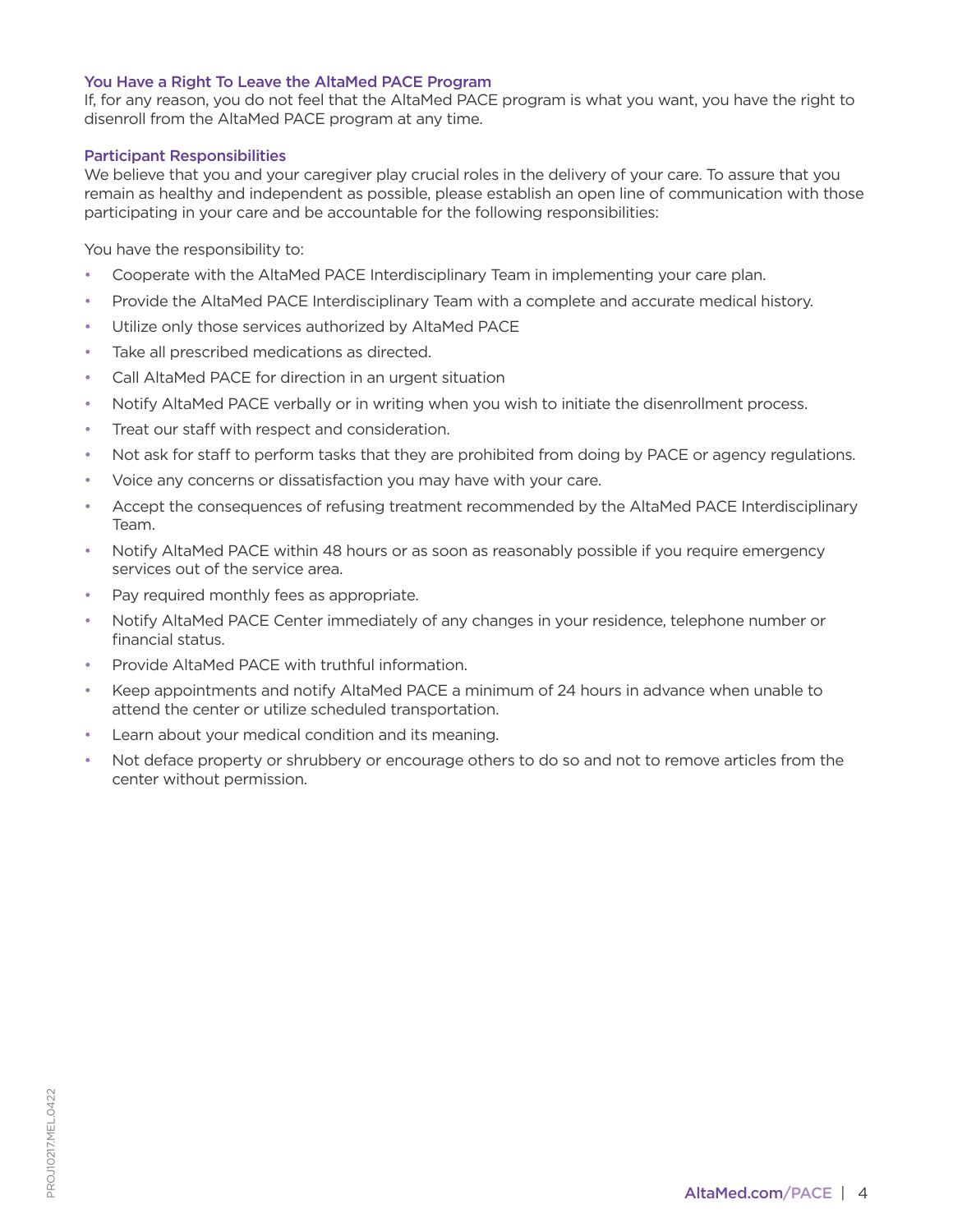### You Have a Right To Leave the AltaMed PACE Program

If, for any reason, you do not feel that the AltaMed PACE program is what you want, you have the right to disenroll from the AltaMed PACE program at any time.

### Participant Responsibilities

We believe that you and your caregiver play crucial roles in the delivery of your care. To assure that you remain as healthy and independent as possible, please establish an open line of communication with those participating in your care and be accountable for the following responsibilities:

You have the responsibility to:

- Cooperate with the AltaMed PACE Interdisciplinary Team in implementing your care plan.
- Provide the AltaMed PACE Interdisciplinary Team with a complete and accurate medical history.
- Utilize only those services authorized by AltaMed PACE
- Take all prescribed medications as directed.
- Call AltaMed PACE for direction in an urgent situation
- Notify AltaMed PACE verbally or in writing when you wish to initiate the disenrollment process.
- Treat our staff with respect and consideration.
- Not ask for staff to perform tasks that they are prohibited from doing by PACE or agency regulations.
- Voice any concerns or dissatisfaction you may have with your care.
- Accept the consequences of refusing treatment recommended by the AltaMed PACE Interdisciplinary Team.
- Notify AltaMed PACE within 48 hours or as soon as reasonably possible if you require emergency services out of the service area.
- Pay required monthly fees as appropriate.
- Notify AltaMed PACE Center immediately of any changes in your residence, telephone number or financial status.
- Provide AltaMed PACE with truthful information.
- Keep appointments and notify AltaMed PACE a minimum of 24 hours in advance when unable to attend the center or utilize scheduled transportation.
- Learn about your medical condition and its meaning.
- Not deface property or shrubbery or encourage others to do so and not to remove articles from the center without permission.

PROJ10217.MEL.0422